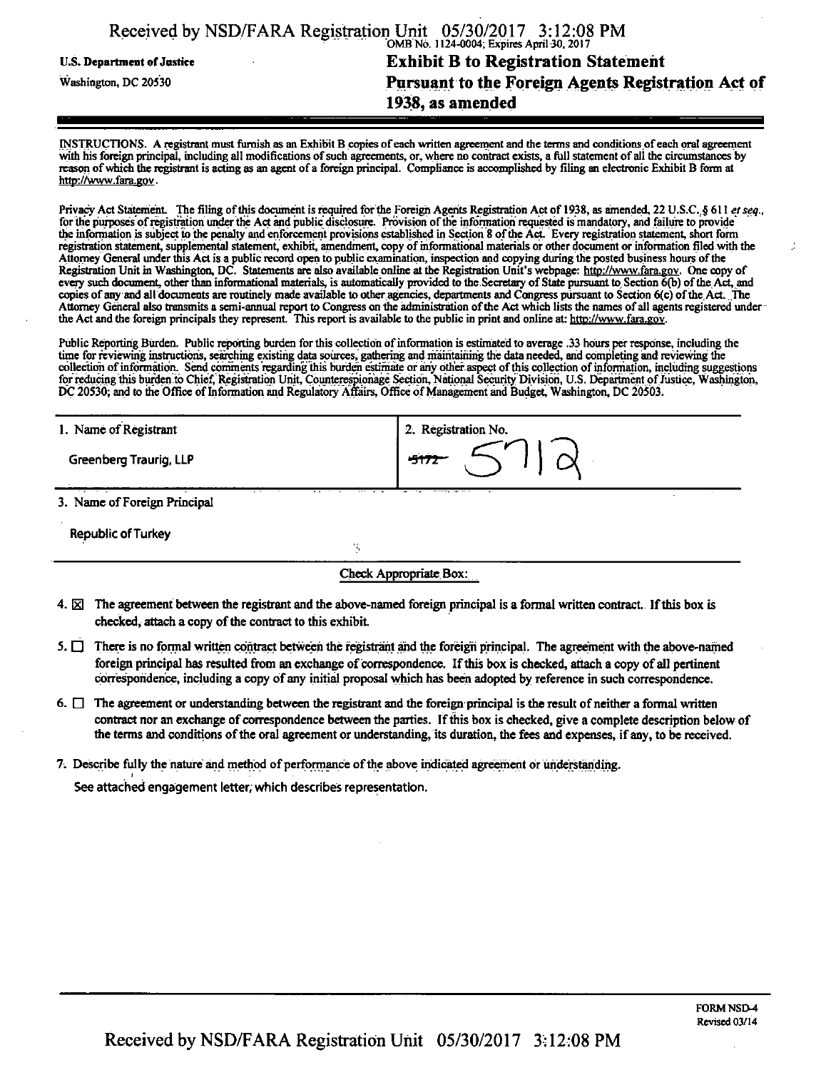U.S. Department of Justice

Washington, DC 20530

OMB No. 1124-0004; Expires April 30, 2017

# Exhibit B to Registration Statement Pursuant to the Foreign Agents Registration Act of 1938, as amended

INSTRUCTIONS. A registrant must furnish as an Exhibit B copies of each written agreement and the terms and conditions of each oral agreement with his foreign principal, including all modifications of such agreements, or, where no contract exists, a full statement of all the circumstances by reason of which the registrant is acting as an agent of a foreign principal. Compliance is accomplished by filing an electronic Exhibit B form at http://www.fara.gov.

Privacy Act Statement. The filing of this document is required for the Foreign Agents Registration Act of 1938, as amended, 22 U.S.C. § 611 *et seq.*, for the purposes of registration under the Act and public disclosure. Provision of the information requested is mandatory, and failure to provide the information is subject to the penalty and enforcement provisions established in Section 8 of the Act. Every registration statement, short form registration statement, supplemental statement, exhibit, amendment, copy of informational materials or other document or information filed with the Attorney General under this Act is a public record open to public examination, inspection and copying during the posted business hours of the Registration Unit in Washington, DC. Statements are also available online at the Registration Unit's webpage: http://www.fara.gov. One copy of every such document, other than informational materials, is automatically provided to the Secretary of State pursuant to Section 6(b) of the Act, and copies of any and all documents are routinely made available to other agencies, departments and Congress pursuant to Section 6(c) of the Act. The Attorney General also transmits a semi-annual report to Congress on the administration of the Act which lists the names of all agents registered under the Act and the foreign principals they represent. This report is available to the public in print and online at: http://www.fara.gov.

Public Reporting Burden. Public reporting burden for this collection of information is estimated to average .33 hours per response, including the time for reviewing instructions, searching existing data sources, gathering and maintaining the data needed, and completing and reviewing the collection of information. Send comments regarding this burden estimate or any other aspect of this collection of information, including suggestions for reducing this burden to Chief, Registration Unit, Counterespionage Section, National Security Division, U.S. Department of Justice, Washington, DC 20530; and to the Office of Information and Regulatory Affairs, Office of Management and Budget, Washington, DC 20503.

| 1. Name of Registrant | 2. Registration No. |
| --- | --- |
| Greenberg Traurig, LLP | ~~5172~~ 5712 |

3. Name of Foreign Principal

Republic of Turkey

Check Appropriate Box:

4. ☒ The agreement between the registrant and the above-named foreign principal is a formal written contract. If this box is checked, attach a copy of the contract to this exhibit.

5. ☐ There is no formal written contract between the registrant and the foreign principal. The agreement with the above-named foreign principal has resulted from an exchange of correspondence. If this box is checked, attach a copy of all pertinent correspondence, including a copy of any initial proposal which has been adopted by reference in such correspondence.

6. ☐ The agreement or understanding between the registrant and the foreign principal is the result of neither a formal written contract nor an exchange of correspondence between the parties. If this box is checked, give a complete description below of the terms and conditions of the oral agreement or understanding, its duration, the fees and expenses, if any, to be received.

7. Describe fully the nature and method of performance of the above indicated agreement or understanding.

See attached engagement letter, which describes representation.

FORM NSD-4
Revised 03/14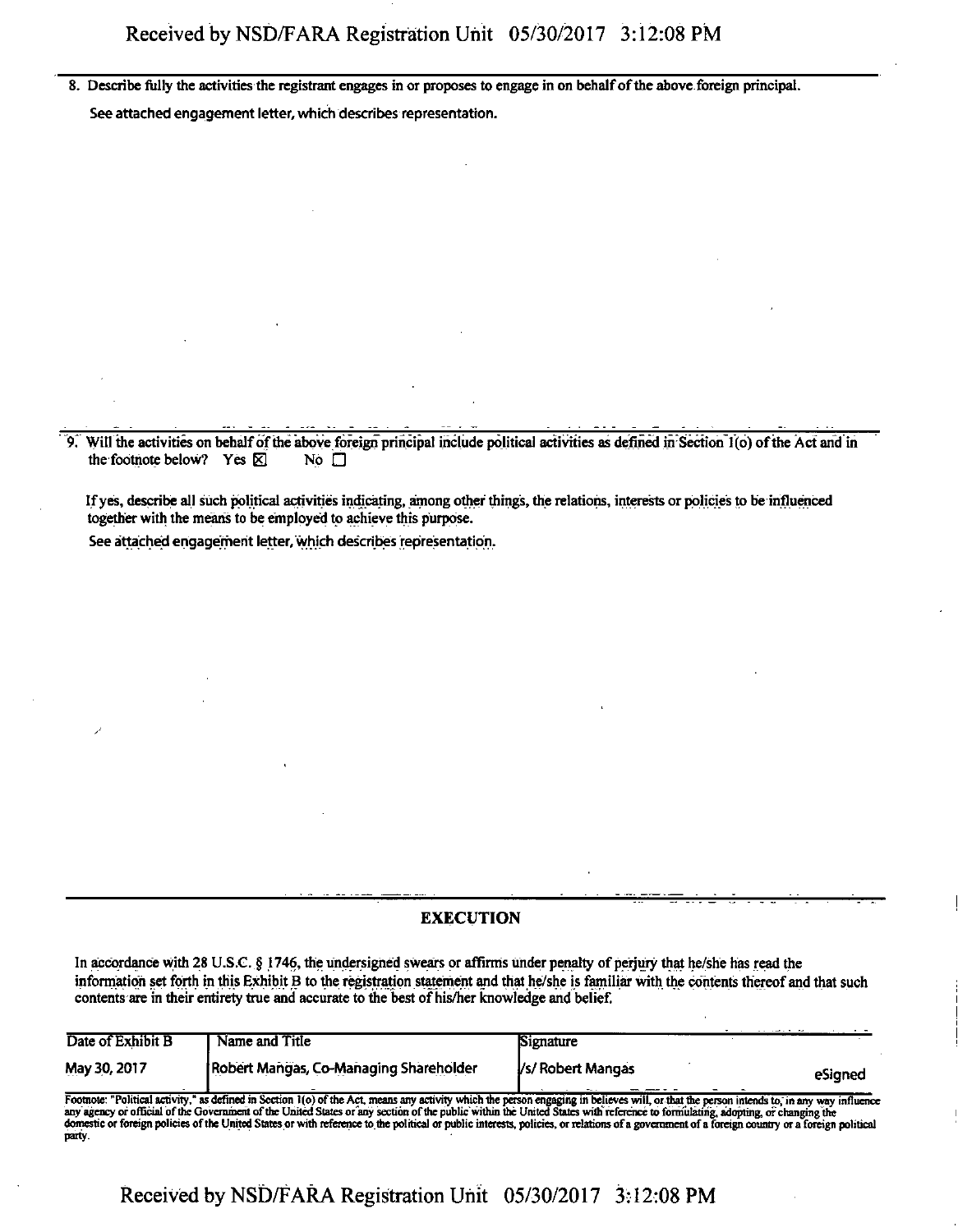8. Describe fully the activities the registrant engages in or proposes to engage in on behalf of the above foreign principal.

See attached engagement letter, which describes representation.

9. Will the activities on behalf of the above foreign principal include political activities as defined in Section 1(o) of the Act and in the footnote below? Yes ☒ No ☐

If yes, describe all such political activities indicating, among other things, the relations, interests or policies to be influenced together with the means to be employed to achieve this purpose.

See attached engagement letter, which describes representation.

## EXECUTION

In accordance with 28 U.S.C. § 1746, the undersigned swears or affirms under penalty of perjury that he/she has read the information set forth in this Exhibit B to the registration statement and that he/she is familiar with the contents thereof and that such contents are in their entirety true and accurate to the best of his/her knowledge and belief.

| Date of Exhibit B | Name and Title | Signature |
|---|---|---|
| May 30, 2017 | Robert Mangas, Co-Managing Shareholder | /s/ Robert Mangas eSigned |

Footnote: "Political activity," as defined in Section 1(o) of the Act, means any activity which the person engaging in believes will, or that the person intends to, in any way influence any agency or official of the Government of the United States or any section of the public within the United States with reference to formulating, adopting, or changing the domestic or foreign policies of the United States or with reference to the political or public interests, policies, or relations of a government of a foreign country or a foreign political party.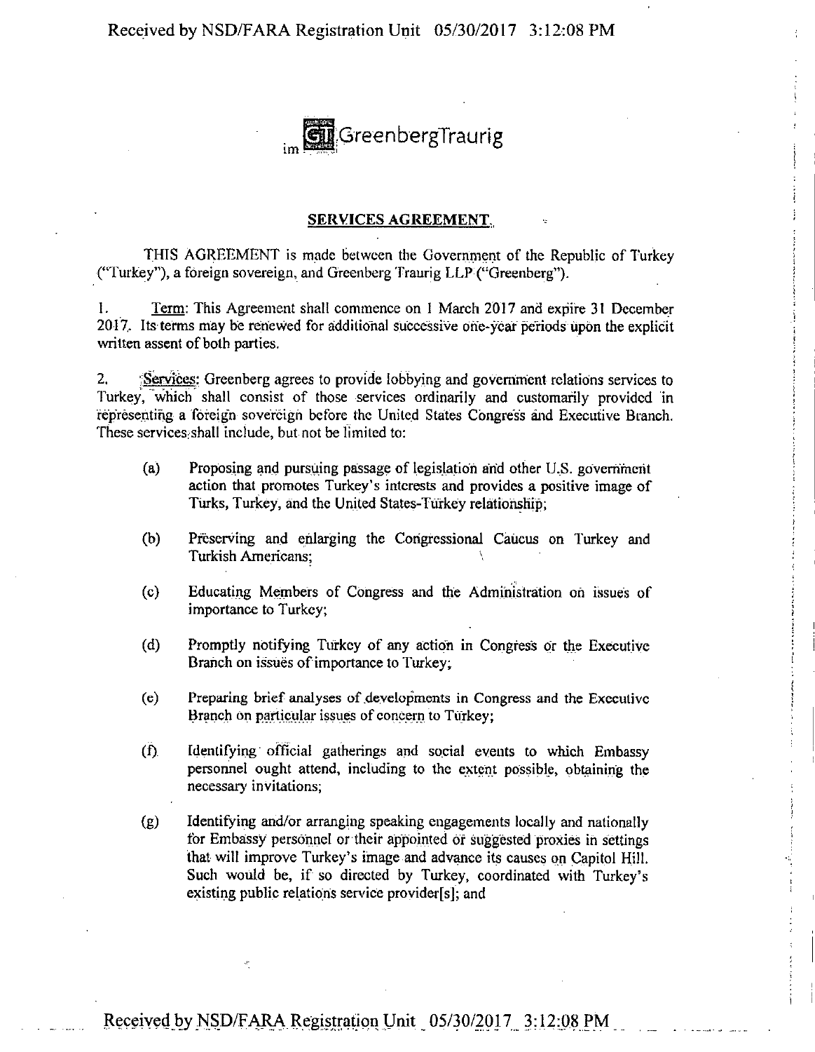GreenbergTraurig

## SERVICES AGREEMENT

THIS AGREEMENT is made between the Government of the Republic of Turkey ("Turkey"), a foreign sovereign, and Greenberg Traurig LLP ("Greenberg").

1. Term: This Agreement shall commence on 1 March 2017 and expire 31 December 2017. Its terms may be renewed for additional successive one-year periods upon the explicit written assent of both parties.

2. Services: Greenberg agrees to provide lobbying and government relations services to Turkey, which shall consist of those services ordinarily and customarily provided in representing a foreign sovereign before the United States Congress and Executive Branch. These services shall include, but not be limited to:

   (a) Proposing and pursuing passage of legislation and other U.S. government action that promotes Turkey's interests and provides a positive image of Turks, Turkey, and the United States-Turkey relationship;

   (b) Preserving and enlarging the Congressional Caucus on Turkey and Turkish Americans;

   (c) Educating Members of Congress and the Administration on issues of importance to Turkey;

   (d) Promptly notifying Turkey of any action in Congress or the Executive Branch on issues of importance to Turkey;

   (e) Preparing brief analyses of developments in Congress and the Executive Branch on particular issues of concern to Turkey;

   (f) Identifying official gatherings and social events to which Embassy personnel ought attend, including to the extent possible, obtaining the necessary invitations;

   (g) Identifying and/or arranging speaking engagements locally and nationally for Embassy personnel or their appointed or suggested proxies in settings that will improve Turkey's image and advance its causes on Capitol Hill. Such would be, if so directed by Turkey, coordinated with Turkey's existing public relations service provider[s]; and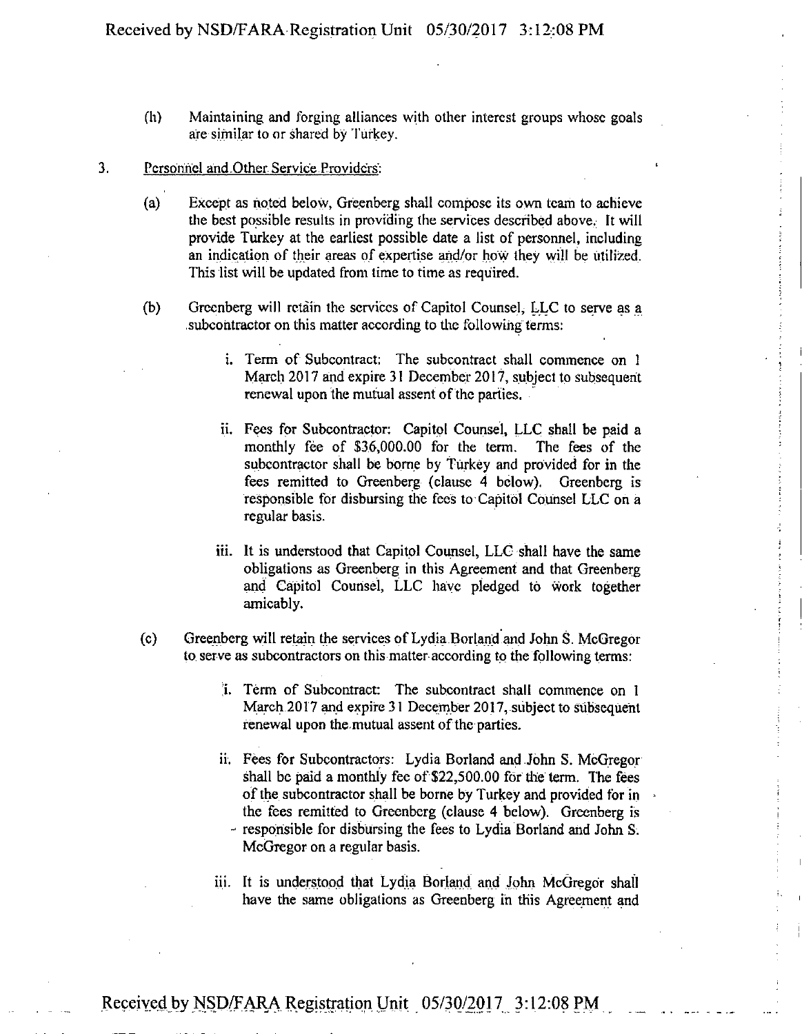(h) Maintaining and forging alliances with other interest groups whose goals are similar to or shared by Turkey.

3. Personnel and Other Service Providers:

(a) Except as noted below, Greenberg shall compose its own team to achieve the best possible results in providing the services described above. It will provide Turkey at the earliest possible date a list of personnel, including an indication of their areas of expertise and/or how they will be utilized. This list will be updated from time to time as required.

(b) Greenberg will retain the services of Capitol Counsel, LLC to serve as a subcontractor on this matter according to the following terms:

i. Term of Subcontract: The subcontract shall commence on 1 March 2017 and expire 31 December 2017, subject to subsequent renewal upon the mutual assent of the parties.

ii. Fees for Subcontractor: Capitol Counsel, LLC shall be paid a monthly fee of $36,000.00 for the term. The fees of the subcontractor shall be borne by Turkey and provided for in the fees remitted to Greenberg (clause 4 below). Greenberg is responsible for disbursing the fees to Capitol Counsel LLC on a regular basis.

iii. It is understood that Capitol Counsel, LLC shall have the same obligations as Greenberg in this Agreement and that Greenberg and Capitol Counsel, LLC have pledged to work together amicably.

(c) Greenberg will retain the services of Lydia Borland and John S. McGregor to serve as subcontractors on this matter according to the following terms:

i. Term of Subcontract: The subcontract shall commence on 1 March 2017 and expire 31 December 2017, subject to subsequent renewal upon the mutual assent of the parties.

ii. Fees for Subcontractors: Lydia Borland and John S. McGregor shall be paid a monthly fee of $22,500.00 for the term. The fees of the subcontractor shall be borne by Turkey and provided for in the fees remitted to Greenberg (clause 4 below). Greenberg is responsible for disbursing the fees to Lydia Borland and John S. McGregor on a regular basis.

iii. It is understood that Lydia Borland and John McGregor shall have the same obligations as Greenberg in this Agreement and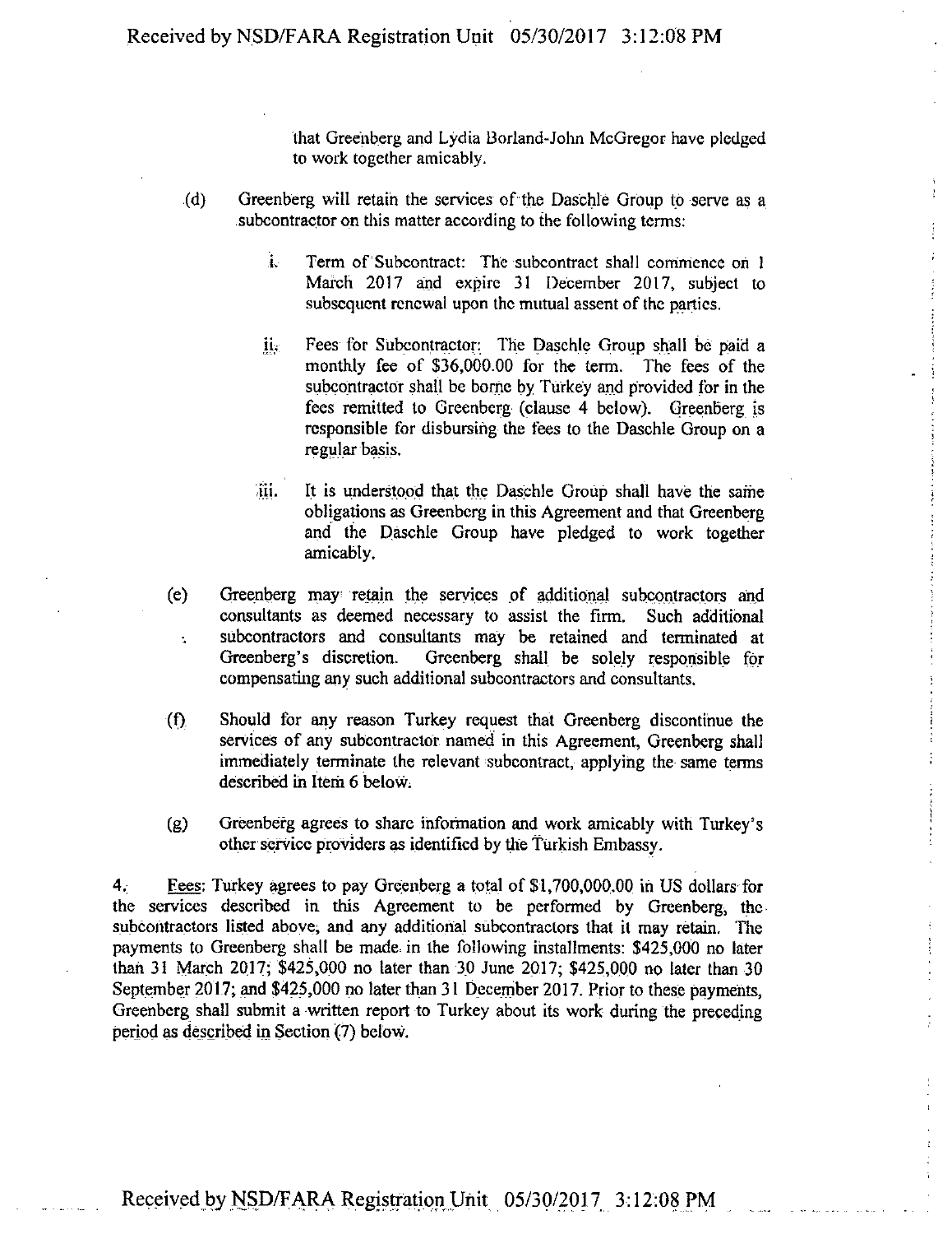that Greenberg and Lydia Borland-John McGregor have pledged to work together amicably.

(d) Greenberg will retain the services of the Daschle Group to serve as a subcontractor on this matter according to the following terms:

i. Term of Subcontract: The subcontract shall commence on 1 March 2017 and expire 31 December 2017, subject to subsequent renewal upon the mutual assent of the parties.

ii. Fees for Subcontractor: The Daschle Group shall be paid a monthly fee of $36,000.00 for the term. The fees of the subcontractor shall be borne by Turkey and provided for in the fees remitted to Greenberg (clause 4 below). Greenberg is responsible for disbursing the fees to the Daschle Group on a regular basis.

iii. It is understood that the Daschle Group shall have the same obligations as Greenberg in this Agreement and that Greenberg and the Daschle Group have pledged to work together amicably.

(e) Greenberg may retain the services of additional subcontractors and consultants as deemed necessary to assist the firm. Such additional subcontractors and consultants may be retained and terminated at Greenberg's discretion. Greenberg shall be solely responsible for compensating any such additional subcontractors and consultants.

(f) Should for any reason Turkey request that Greenberg discontinue the services of any subcontractor named in this Agreement, Greenberg shall immediately terminate the relevant subcontract, applying the same terms described in Item 6 below.

(g) Greenberg agrees to share information and work amicably with Turkey's other service providers as identified by the Turkish Embassy.

4. Fees: Turkey agrees to pay Greenberg a total of $1,700,000.00 in US dollars for the services described in this Agreement to be performed by Greenberg, the subcontractors listed above, and any additional subcontractors that it may retain. The payments to Greenberg shall be made in the following installments: $425,000 no later than 31 March 2017; $425,000 no later than 30 June 2017; $425,000 no later than 30 September 2017; and $425,000 no later than 31 December 2017. Prior to these payments, Greenberg shall submit a written report to Turkey about its work during the preceding period as described in Section (7) below.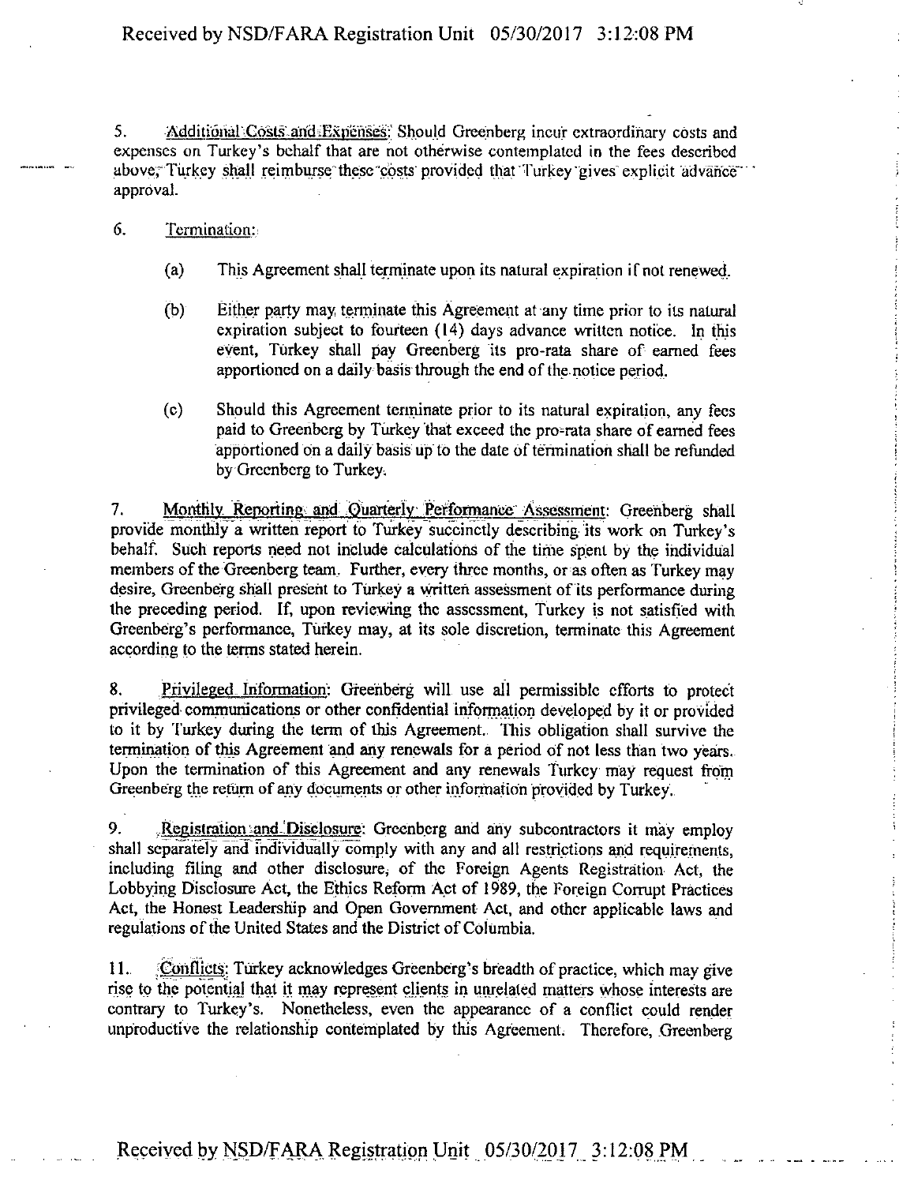5. <u>Additional Costs and Expenses</u>: Should Greenberg incur extraordinary costs and expenses on Turkey's behalf that are not otherwise contemplated in the fees described above, Turkey shall reimburse these costs provided that Turkey gives explicit advance approval.

6. <u>Termination</u>:

   (a) This Agreement shall terminate upon its natural expiration if not renewed.

   (b) Either party may terminate this Agreement at any time prior to its natural expiration subject to fourteen (14) days advance written notice. In this event, Turkey shall pay Greenberg its pro-rata share of earned fees apportioned on a daily basis through the end of the notice period.

   (c) Should this Agreement terminate prior to its natural expiration, any fees paid to Greenberg by Turkey that exceed the pro-rata share of earned fees apportioned on a daily basis up to the date of termination shall be refunded by Greenberg to Turkey.

7. <u>Monthly Reporting and Quarterly Performance Assessment</u>: Greenberg shall provide monthly a written report to Turkey succinctly describing its work on Turkey's behalf. Such reports need not include calculations of the time spent by the individual members of the Greenberg team. Further, every three months, or as often as Turkey may desire, Greenberg shall present to Turkey a written assessment of its performance during the preceding period. If, upon reviewing the assessment, Turkey is not satisfied with Greenberg's performance, Turkey may, at its sole discretion, terminate this Agreement according to the terms stated herein.

8. <u>Privileged Information</u>: Greenberg will use all permissible efforts to protect privileged communications or other confidential information developed by it or provided to it by Turkey during the term of this Agreement. This obligation shall survive the termination of this Agreement and any renewals for a period of not less than two years. Upon the termination of this Agreement and any renewals Turkey may request from Greenberg the return of any documents or other information provided by Turkey.

9. <u>Registration and Disclosure</u>: Greenberg and any subcontractors it may employ shall separately and individually comply with any and all restrictions and requirements, including filing and other disclosure, of the Foreign Agents Registration Act, the Lobbying Disclosure Act, the Ethics Reform Act of 1989, the Foreign Corrupt Practices Act, the Honest Leadership and Open Government Act, and other applicable laws and regulations of the United States and the District of Columbia.

11. <u>Conflicts</u>: Turkey acknowledges Greenberg's breadth of practice, which may give rise to the potential that it may represent clients in unrelated matters whose interests are contrary to Turkey's. Nonetheless, even the appearance of a conflict could render unproductive the relationship contemplated by this Agreement. Therefore, Greenberg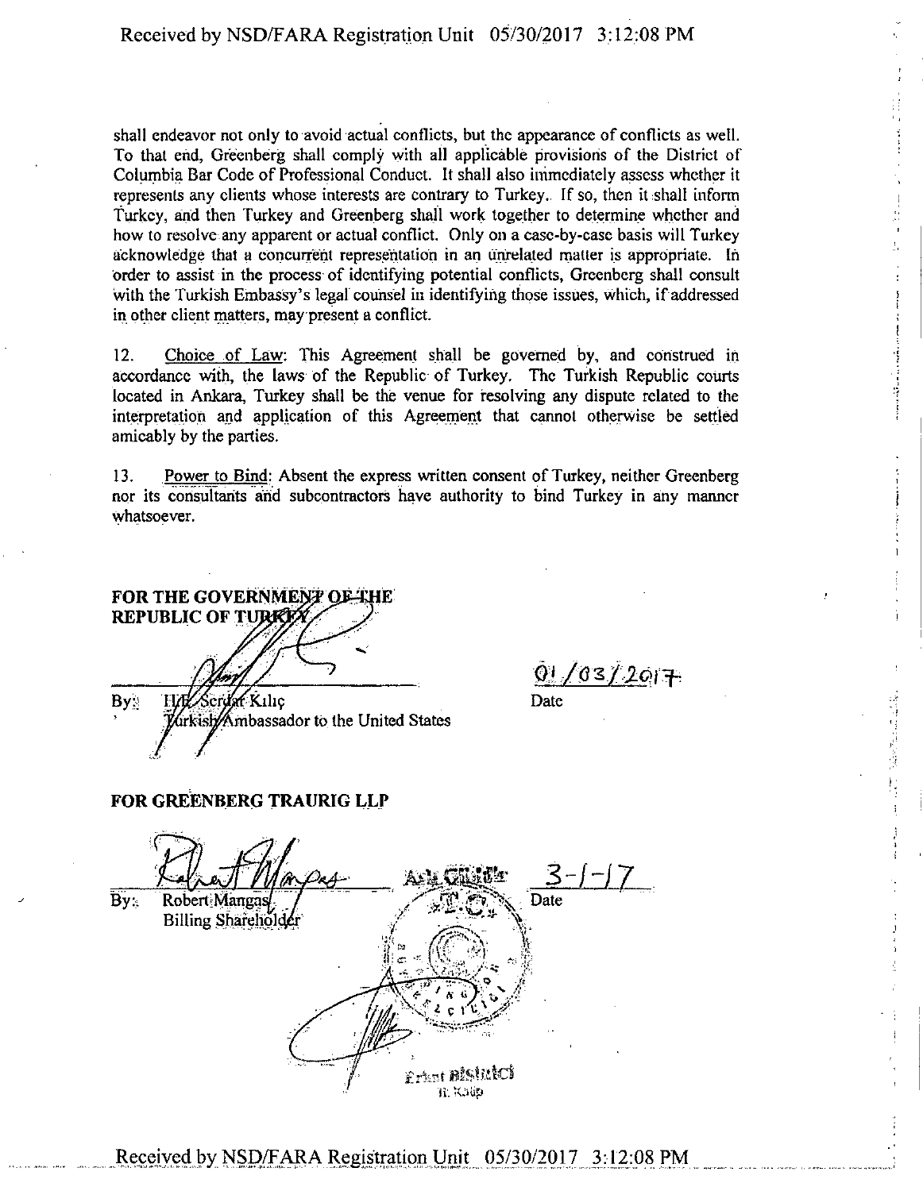shall endeavor not only to avoid actual conflicts, but the appearance of conflicts as well. To that end, Greenberg shall comply with all applicable provisions of the District of Columbia Bar Code of Professional Conduct. It shall also immediately assess whether it represents any clients whose interests are contrary to Turkey. If so, then it shall inform Turkey, and then Turkey and Greenberg shall work together to determine whether and how to resolve any apparent or actual conflict. Only on a case-by-case basis will Turkey acknowledge that a concurrent representation in an unrelated matter is appropriate. In order to assist in the process of identifying potential conflicts, Greenberg shall consult with the Turkish Embassy's legal counsel in identifying those issues, which, if addressed in other client matters, may present a conflict.

12. Choice of Law: This Agreement shall be governed by, and construed in accordance with, the laws of the Republic of Turkey. The Turkish Republic courts located in Ankara, Turkey shall be the venue for resolving any dispute related to the interpretation and application of this Agreement that cannot otherwise be settled amicably by the parties.

13. Power to Bind: Absent the express written consent of Turkey, neither Greenberg nor its consultants and subcontractors have authority to bind Turkey in any manner whatsoever.

**FOR THE GOVERNMENT OF THE REPUBLIC OF TURKEY**

By: H.E. Serdar Kılıç
Turkish Ambassador to the United States

01/03/2017
Date

**FOR GREENBERG TRAURIG LLP**

By: Robert Mangas
Billing Shareholder

3-1-17
Date